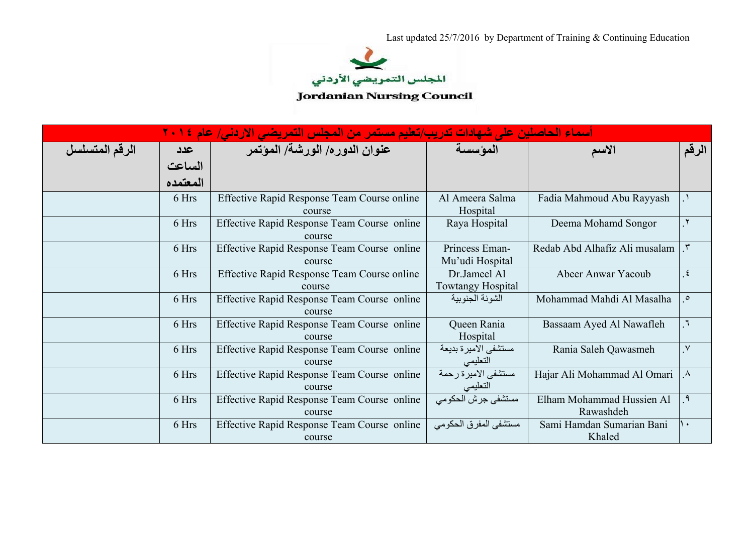Last updated 25/7/2016 by Department of Training & Continuing Education

المجلس التمريضي الأردني

Jordanian Nursing Council

أسماء الحاصلين على شهادات تدريب/تعليم مستمر من المجلس التمريضي الاردني/ عام ٢٠١٤

| الرقم المتسلسل | عدد الساعت المعتمده | عنوان الدوره/ الورشة/ المؤتمر | المؤسسة | الاسم | الرقم |
|---|---|---|---|---|---|
| | 6 Hrs | Effective Rapid Response Team Course online course | Al Ameera Salma Hospital | Fadia Mahmoud Abu Rayyash | .١ |
| | 6 Hrs | Effective Rapid Response Team Course online course | Raya Hospital | Deema Mohamd Songor | .٢ |
| | 6 Hrs | Effective Rapid Response Team Course online course | Princess Eman-Mu'udi Hospital | Redab Abd Alhafiz Ali musalam | .٣ |
| | 6 Hrs | Effective Rapid Response Team Course online course | Dr.Jameel Al Towtangy Hospital | Abeer Anwar Yacoub | .٤ |
| | 6 Hrs | Effective Rapid Response Team Course online course | الشونة الجنوبية | Mohammad Mahdi Al Masalha | .٥ |
| | 6 Hrs | Effective Rapid Response Team Course online course | Queen Rania Hospital | Bassaam Ayed Al Nawafleh | .٦ |
| | 6 Hrs | Effective Rapid Response Team Course online course | مستشفى الاميرة بديعة التعليمي | Rania Saleh Qawasmeh | .٧ |
| | 6 Hrs | Effective Rapid Response Team Course online course | مستشفى الاميرة رحمة التعليمي | Hajar Ali Mohammad Al Omari | .٨ |
| | 6 Hrs | Effective Rapid Response Team Course online course | مستشفى جرش الحكومي | Elham Mohammad Hussien Al Rawashdeh | .٩ |
| | 6 Hrs | Effective Rapid Response Team Course online course | مستشفى المفرق الحكومي | Sami Hamdan Sumarian Bani Khaled | ١٠ |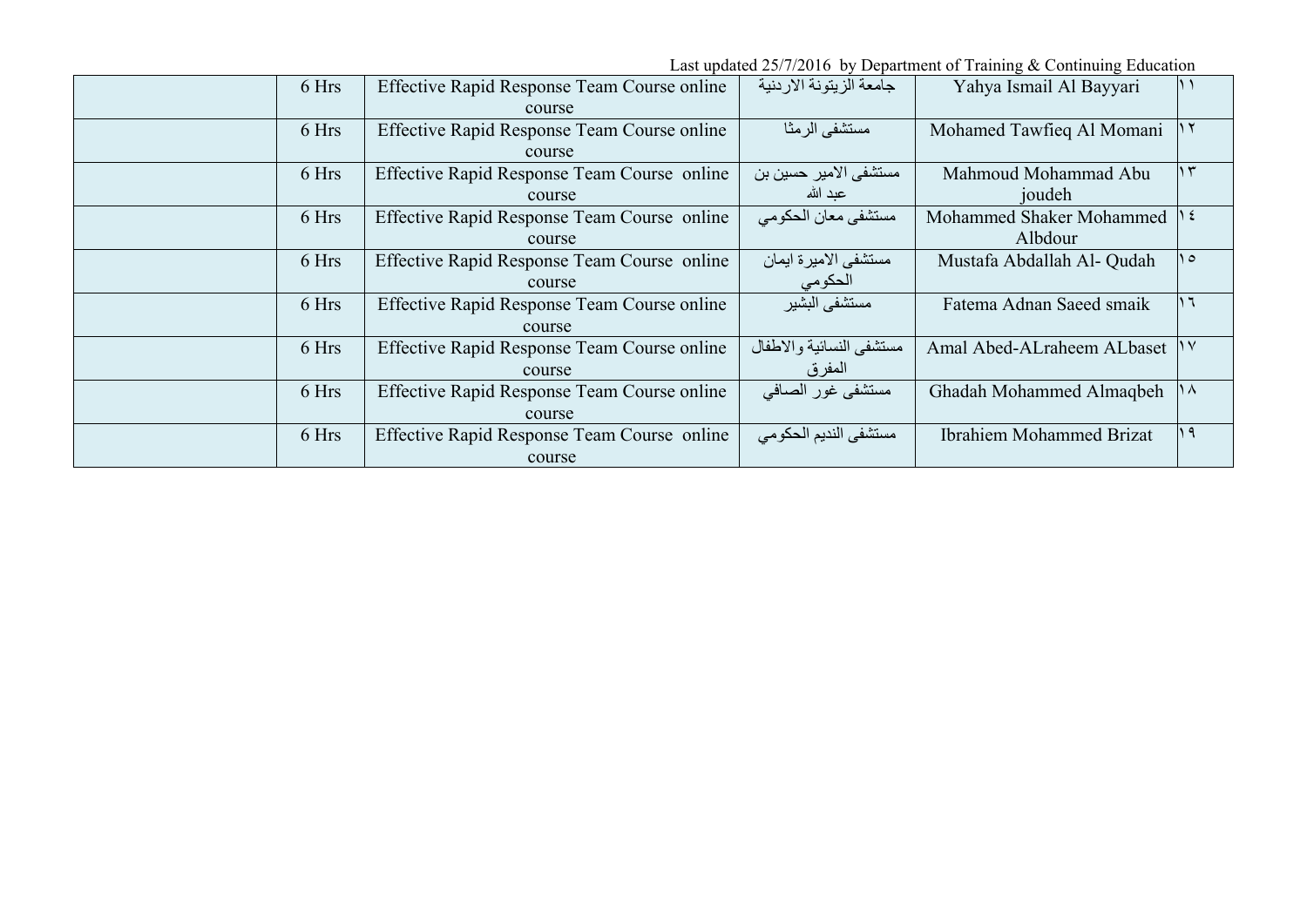Last updated 25/7/2016 by Department of Training & Continuing Education

| | | | | | |
|---|---|---|---|---|---|
| | 6 Hrs | Effective Rapid Response Team Course online course | جامعة الزيتونة الاردنية | Yahya Ismail Al Bayyari | ١١ |
| | 6 Hrs | Effective Rapid Response Team Course online course | مستشفى الرمثا | Mohamed Tawfieq Al Momani | ١٢ |
| | 6 Hrs | Effective Rapid Response Team Course online course | مستشفى الامير حسين بن عبد الله | Mahmoud Mohammad Abu joudeh | ١٣ |
| | 6 Hrs | Effective Rapid Response Team Course online course | مستشفى معان الحكومي | Mohammed Shaker Mohammed Albdour | ١٤ |
| | 6 Hrs | Effective Rapid Response Team Course online course | مستشفى الاميرة ايمان الحكومي | Mustafa Abdallah Al- Qudah | ١٥ |
| | 6 Hrs | Effective Rapid Response Team Course online course | مستشفى البشير | Fatema Adnan Saeed smaik | ١٦ |
| | 6 Hrs | Effective Rapid Response Team Course online course | مستشفى النسائية والاطفال المفرق | Amal Abed-ALraheem ALbaset | ١٧ |
| | 6 Hrs | Effective Rapid Response Team Course online course | مستشفى غور الصافي | Ghadah Mohammed Almaqbeh | ١٨ |
| | 6 Hrs | Effective Rapid Response Team Course online course | مستشفى النديم الحكومي | Ibrahiem Mohammed Brizat | ١٩ |